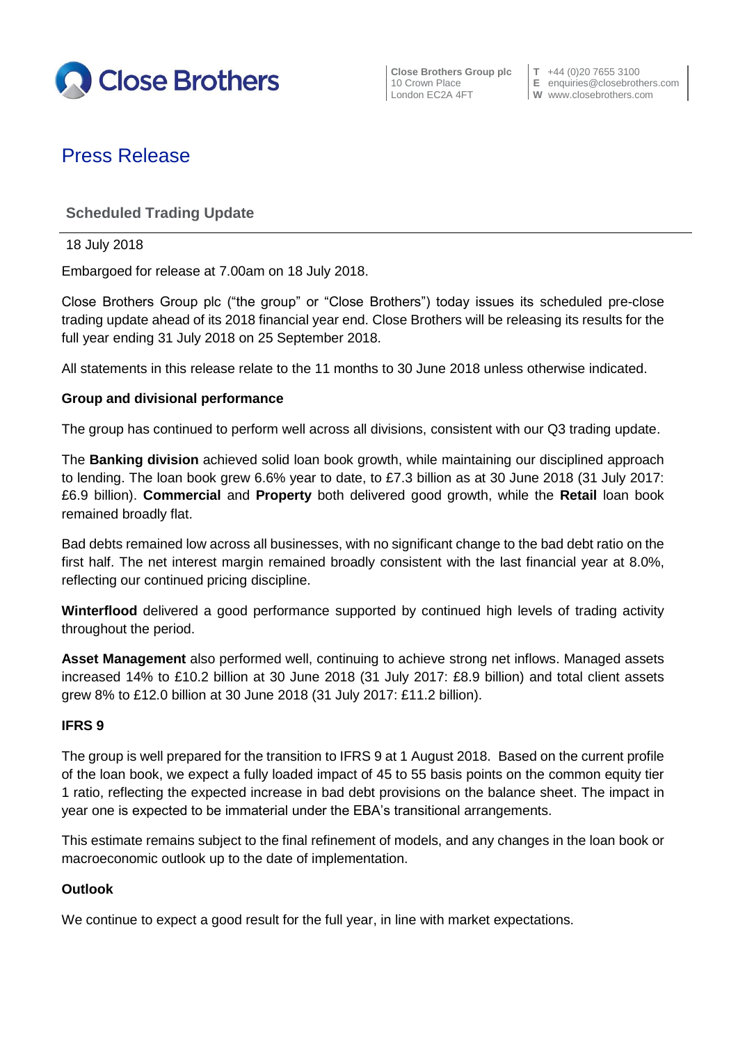Close Brothers

Close Brothers Group plc
10 Crown Place
London EC2A 4FT

T +44 (0)20 7655 3100
E enquiries@closebrothers.com
W www.closebrothers.com

# Press Release

## Scheduled Trading Update

18 July 2018

Embargoed for release at 7.00am on 18 July 2018.

Close Brothers Group plc ("the group" or "Close Brothers") today issues its scheduled pre-close trading update ahead of its 2018 financial year end. Close Brothers will be releasing its results for the full year ending 31 July 2018 on 25 September 2018.

All statements in this release relate to the 11 months to 30 June 2018 unless otherwise indicated.

### Group and divisional performance

The group has continued to perform well across all divisions, consistent with our Q3 trading update.

The **Banking division** achieved solid loan book growth, while maintaining our disciplined approach to lending. The loan book grew 6.6% year to date, to £7.3 billion as at 30 June 2018 (31 July 2017: £6.9 billion). **Commercial** and **Property** both delivered good growth, while the **Retail** loan book remained broadly flat.

Bad debts remained low across all businesses, with no significant change to the bad debt ratio on the first half. The net interest margin remained broadly consistent with the last financial year at 8.0%, reflecting our continued pricing discipline.

**Winterflood** delivered a good performance supported by continued high levels of trading activity throughout the period.

**Asset Management** also performed well, continuing to achieve strong net inflows. Managed assets increased 14% to £10.2 billion at 30 June 2018 (31 July 2017: £8.9 billion) and total client assets grew 8% to £12.0 billion at 30 June 2018 (31 July 2017: £11.2 billion).

### IFRS 9

The group is well prepared for the transition to IFRS 9 at 1 August 2018. Based on the current profile of the loan book, we expect a fully loaded impact of 45 to 55 basis points on the common equity tier 1 ratio, reflecting the expected increase in bad debt provisions on the balance sheet. The impact in year one is expected to be immaterial under the EBA's transitional arrangements.

This estimate remains subject to the final refinement of models, and any changes in the loan book or macroeconomic outlook up to the date of implementation.

### Outlook

We continue to expect a good result for the full year, in line with market expectations.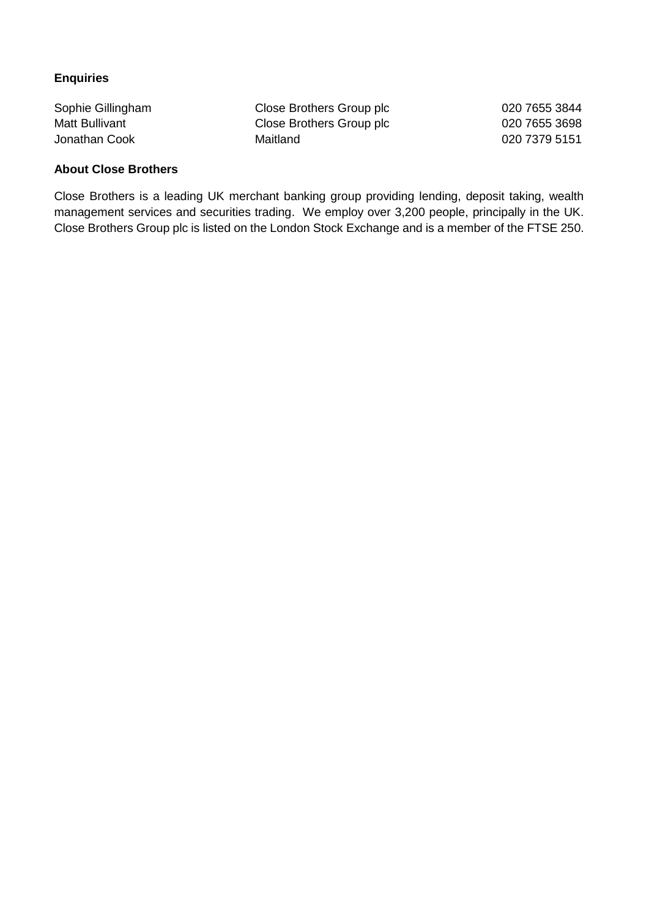**Enquiries**

| | | |
|---|---|---|
| Sophie Gillingham | Close Brothers Group plc | 020 7655 3844 |
| Matt Bullivant | Close Brothers Group plc | 020 7655 3698 |
| Jonathan Cook | Maitland | 020 7379 5151 |

**About Close Brothers**

Close Brothers is a leading UK merchant banking group providing lending, deposit taking, wealth management services and securities trading. We employ over 3,200 people, principally in the UK. Close Brothers Group plc is listed on the London Stock Exchange and is a member of the FTSE 250.